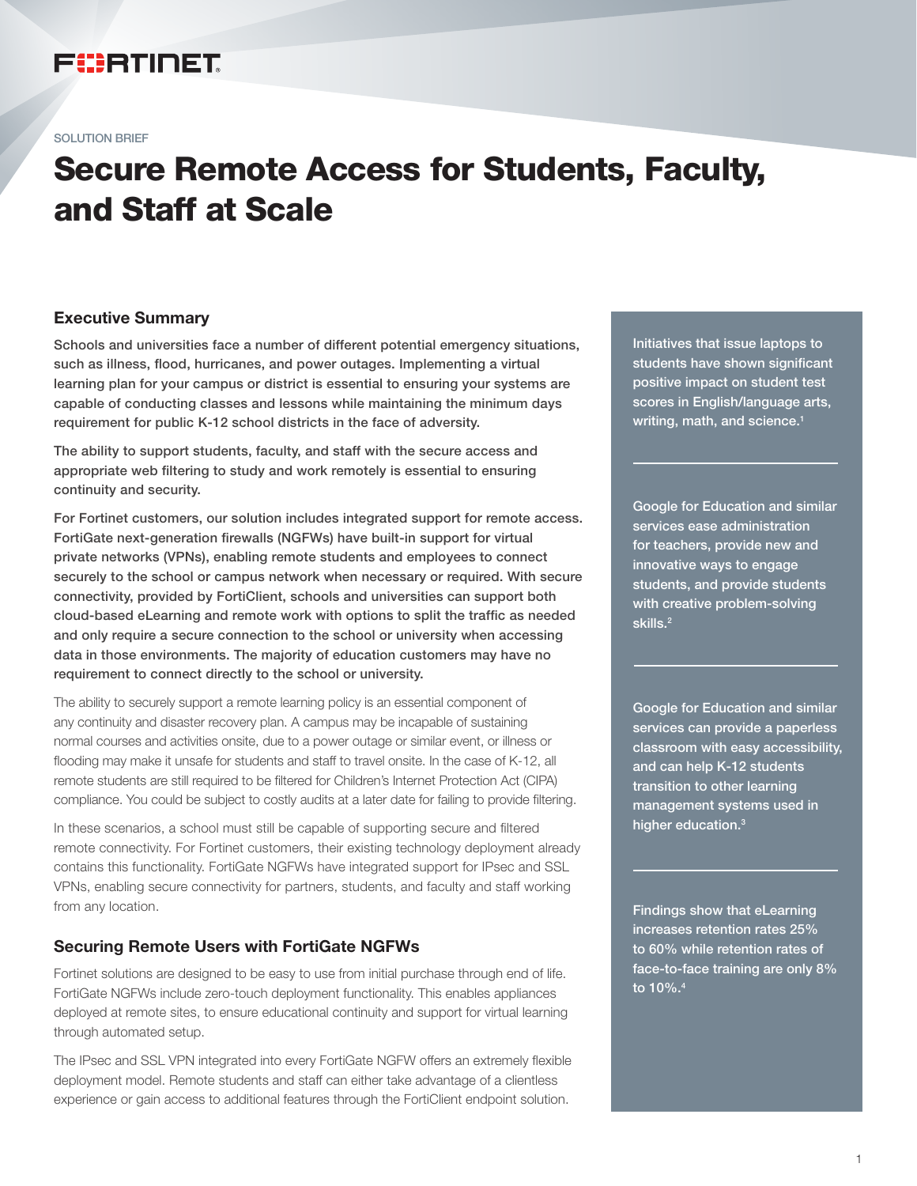SOLUTION BRIEF

# Secure Remote Access for Students, Faculty, and Staff at Scale

## Executive Summary

**Schools and universities face a number of different potential emergency situations, such as illness, flood, hurricanes, and power outages. Implementing a virtual learning plan for your campus or district is essential to ensuring your systems are capable of conducting classes and lessons while maintaining the minimum days requirement for public K-12 school districts in the face of adversity.**

**The ability to support students, faculty, and staff with the secure access and appropriate web filtering to study and work remotely is essential to ensuring continuity and security.**

**For Fortinet customers, our solution includes integrated support for remote access. FortiGate next-generation firewalls (NGFWs) have built-in support for virtual private networks (VPNs), enabling remote students and employees to connect securely to the school or campus network when necessary or required. With secure connectivity, provided by FortiClient, schools and universities can support both cloud-based eLearning and remote work with options to split the traffic as needed and only require a secure connection to the school or university when accessing data in those environments. The majority of education customers may have no requirement to connect directly to the school or university.**

The ability to securely support a remote learning policy is an essential component of any continuity and disaster recovery plan. A campus may be incapable of sustaining normal courses and activities onsite, due to a power outage or similar event, or illness or flooding may make it unsafe for students and staff to travel onsite. In the case of K-12, all remote students are still required to be filtered for Children's Internet Protection Act (CIPA) compliance. You could be subject to costly audits at a later date for failing to provide filtering.

In these scenarios, a school must still be capable of supporting secure and filtered remote connectivity. For Fortinet customers, their existing technology deployment already contains this functionality. FortiGate NGFWs have integrated support for IPsec and SSL VPNs, enabling secure connectivity for partners, students, and faculty and staff working from any location.

## Securing Remote Users with FortiGate NGFWs

Fortinet solutions are designed to be easy to use from initial purchase through end of life. FortiGate NGFWs include zero-touch deployment functionality. This enables appliances deployed at remote sites, to ensure educational continuity and support for virtual learning through automated setup.

The IPsec and SSL VPN integrated into every FortiGate NGFW offers an extremely flexible deployment model. Remote students and staff can either take advantage of a clientless experience or gain access to additional features through the FortiClient endpoint solution.

---

Initiatives that issue laptops to students have shown significant positive impact on student test scores in English/language arts, writing, math, and science.[1]

Google for Education and similar services ease administration for teachers, provide new and innovative ways to engage students, and provide students with creative problem-solving skills.[2]

Google for Education and similar services can provide a paperless classroom with easy accessibility, and can help K-12 students transition to other learning management systems used in higher education.[3]

Findings show that eLearning increases retention rates 25% to 60% while retention rates of face-to-face training are only 8% to 10%.[4]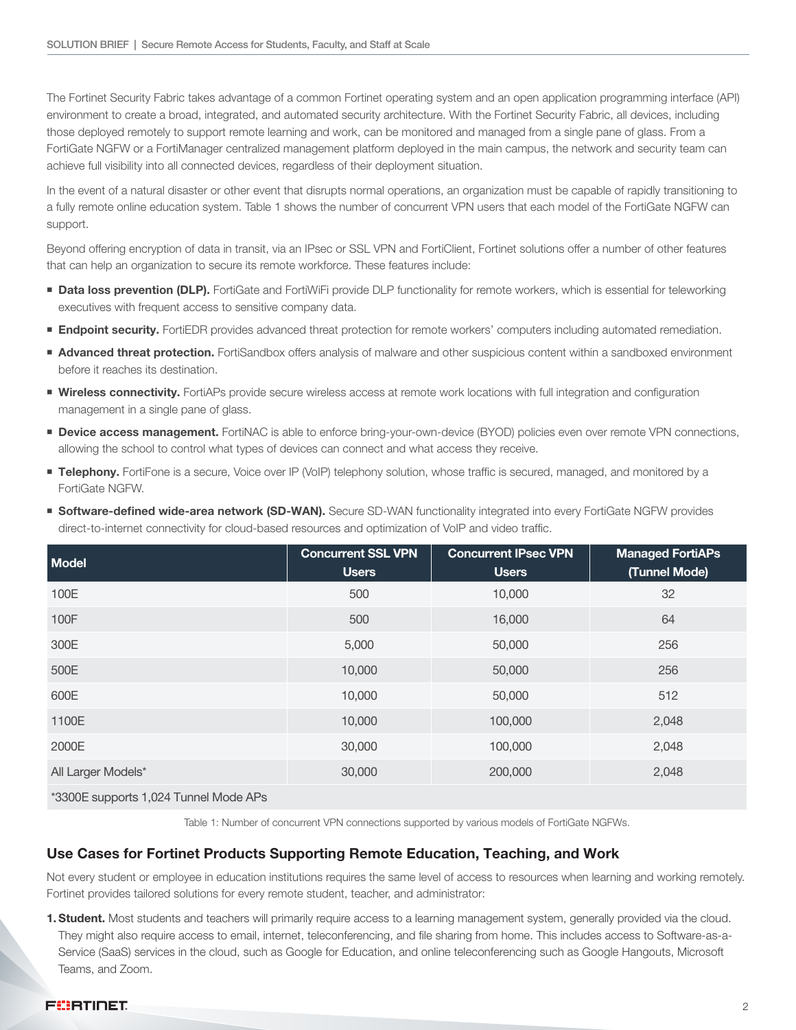The Fortinet Security Fabric takes advantage of a common Fortinet operating system and an open application programming interface (API) environment to create a broad, integrated, and automated security architecture. With the Fortinet Security Fabric, all devices, including those deployed remotely to support remote learning and work, can be monitored and managed from a single pane of glass. From a FortiGate NGFW or a FortiManager centralized management platform deployed in the main campus, the network and security team can achieve full visibility into all connected devices, regardless of their deployment situation.

In the event of a natural disaster or other event that disrupts normal operations, an organization must be capable of rapidly transitioning to a fully remote online education system. Table 1 shows the number of concurrent VPN users that each model of the FortiGate NGFW can support.

Beyond offering encryption of data in transit, via an IPsec or SSL VPN and FortiClient, Fortinet solutions offer a number of other features that can help an organization to secure its remote workforce. These features include:

- **Data loss prevention (DLP).** FortiGate and FortiWiFi provide DLP functionality for remote workers, which is essential for teleworking executives with frequent access to sensitive company data.
- **Endpoint security.** FortiEDR provides advanced threat protection for remote workers' computers including automated remediation.
- **Advanced threat protection.** FortiSandbox offers analysis of malware and other suspicious content within a sandboxed environment before it reaches its destination.
- **Wireless connectivity.** FortiAPs provide secure wireless access at remote work locations with full integration and configuration management in a single pane of glass.
- **Device access management.** FortiNAC is able to enforce bring-your-own-device (BYOD) policies even over remote VPN connections, allowing the school to control what types of devices can connect and what access they receive.
- **Telephony.** FortiFone is a secure, Voice over IP (VoIP) telephony solution, whose traffic is secured, managed, and monitored by a FortiGate NGFW.
- **Software-defined wide-area network (SD-WAN).** Secure SD-WAN functionality integrated into every FortiGate NGFW provides direct-to-internet connectivity for cloud-based resources and optimization of VoIP and video traffic.

| Model | Concurrent SSL VPN Users | Concurrent IPsec VPN Users | Managed FortiAPs (Tunnel Mode) |
| --- | --- | --- | --- |
| 100E | 500 | 10,000 | 32 |
| 100F | 500 | 16,000 | 64 |
| 300E | 5,000 | 50,000 | 256 |
| 500E | 10,000 | 50,000 | 256 |
| 600E | 10,000 | 50,000 | 512 |
| 1100E | 10,000 | 100,000 | 2,048 |
| 2000E | 30,000 | 100,000 | 2,048 |
| All Larger Models* | 30,000 | 200,000 | 2,048 |

*3300E supports 1,024 Tunnel Mode APs

Table 1: Number of concurrent VPN connections supported by various models of FortiGate NGFWs.

## Use Cases for Fortinet Products Supporting Remote Education, Teaching, and Work

Not every student or employee in education institutions requires the same level of access to resources when learning and working remotely. Fortinet provides tailored solutions for every remote student, teacher, and administrator:

1. **Student.** Most students and teachers will primarily require access to a learning management system, generally provided via the cloud. They might also require access to email, internet, teleconferencing, and file sharing from home. This includes access to Software-as-a-Service (SaaS) services in the cloud, such as Google for Education, and online teleconferencing such as Google Hangouts, Microsoft Teams, and Zoom.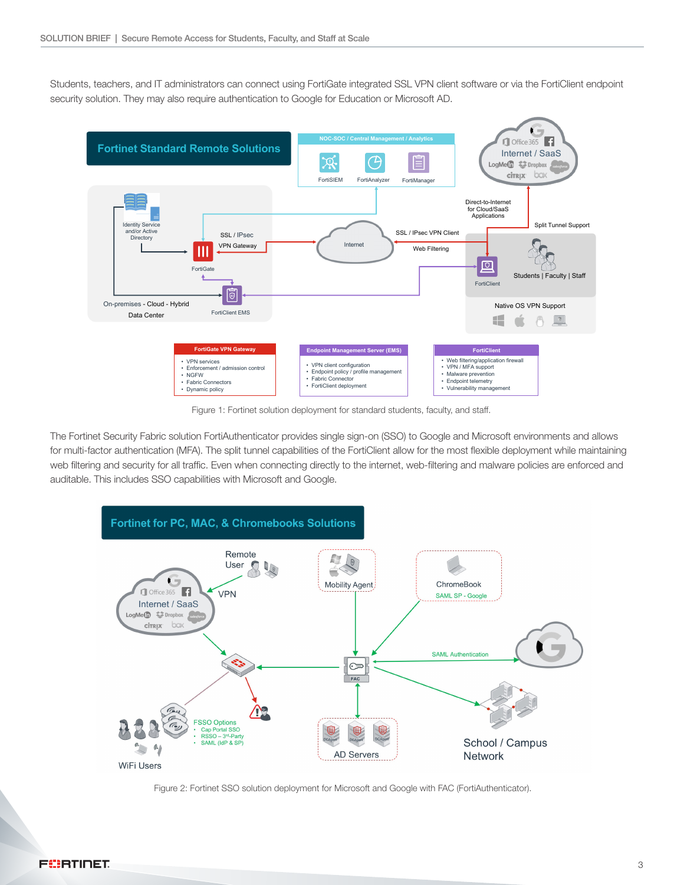Students, teachers, and IT administrators can connect using FortiGate integrated SSL VPN client software or via the FortiClient endpoint security solution. They may also require authentication to Google for Education or Microsoft AD.

**Fortinet Standard Remote Solutions**

| FortiGate VPN Gateway | Endpoint Management Server (EMS) | FortiClient |
|---|---|---|
| • VPN services<br>• Enforcement / admission control<br>• NGFW<br>• Fabric Connectors<br>• Dynamic policy | • VPN client configuration<br>• Endpoint policy / profile management<br>• Fabric Connector<br>• FortiClient deployment | • Web filtering/application firewall<br>• VPN / MFA support<br>• Malware prevention<br>• Endpoint telemetry<br>• Vulnerability management |

Figure 1: Fortinet solution deployment for standard students, faculty, and staff.

The Fortinet Security Fabric solution FortiAuthenticator provides single sign-on (SSO) to Google and Microsoft environments and allows for multi-factor authentication (MFA). The split tunnel capabilities of the FortiClient allow for the most flexible deployment while maintaining web filtering and security for all traffic. Even when connecting directly to the internet, web-filtering and malware policies are enforced and auditable. This includes SSO capabilities with Microsoft and Google.

**Fortinet for PC, MAC, & Chromebooks Solutions**

Figure 2: Fortinet SSO solution deployment for Microsoft and Google with FAC (FortiAuthenticator).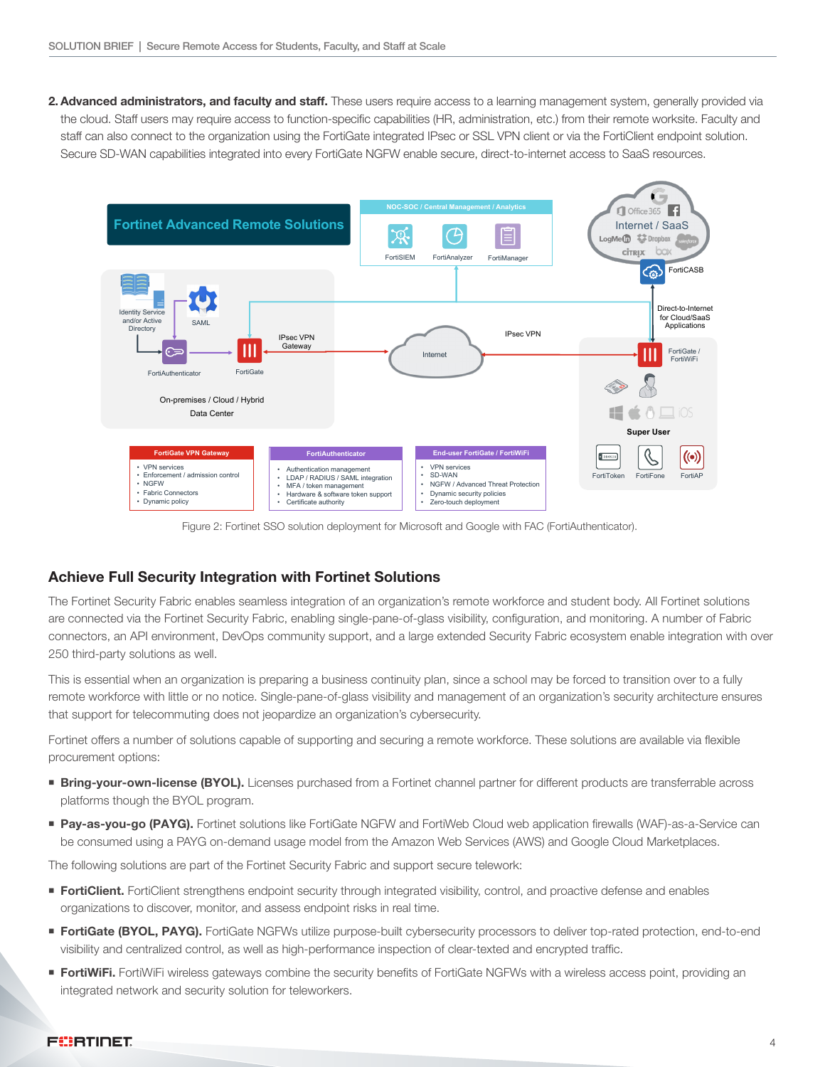2. **Advanced administrators, and faculty and staff.** These users require access to a learning management system, generally provided via the cloud. Staff users may require access to function-specific capabilities (HR, administration, etc.) from their remote worksite. Faculty and staff can also connect to the organization using the FortiGate integrated IPsec or SSL VPN client or via the FortiClient endpoint solution. Secure SD-WAN capabilities integrated into every FortiGate NGFW enable secure, direct-to-internet access to SaaS resources.

Figure 2: Fortinet SSO solution deployment for Microsoft and Google with FAC (FortiAuthenticator).

## Achieve Full Security Integration with Fortinet Solutions

The Fortinet Security Fabric enables seamless integration of an organization's remote workforce and student body. All Fortinet solutions are connected via the Fortinet Security Fabric, enabling single-pane-of-glass visibility, configuration, and monitoring. A number of Fabric connectors, an API environment, DevOps community support, and a large extended Security Fabric ecosystem enable integration with over 250 third-party solutions as well.

This is essential when an organization is preparing a business continuity plan, since a school may be forced to transition over to a fully remote workforce with little or no notice. Single-pane-of-glass visibility and management of an organization's security architecture ensures that support for telecommuting does not jeopardize an organization's cybersecurity.

Fortinet offers a number of solutions capable of supporting and securing a remote workforce. These solutions are available via flexible procurement options:

- **Bring-your-own-license (BYOL).** Licenses purchased from a Fortinet channel partner for different products are transferrable across platforms though the BYOL program.
- **Pay-as-you-go (PAYG).** Fortinet solutions like FortiGate NGFW and FortiWeb Cloud web application firewalls (WAF)-as-a-Service can be consumed using a PAYG on-demand usage model from the Amazon Web Services (AWS) and Google Cloud Marketplaces.

The following solutions are part of the Fortinet Security Fabric and support secure telework:

- **FortiClient.** FortiClient strengthens endpoint security through integrated visibility, control, and proactive defense and enables organizations to discover, monitor, and assess endpoint risks in real time.
- **FortiGate (BYOL, PAYG).** FortiGate NGFWs utilize purpose-built cybersecurity processors to deliver top-rated protection, end-to-end visibility and centralized control, as well as high-performance inspection of clear-texted and encrypted traffic.
- **FortiWiFi.** FortiWiFi wireless gateways combine the security benefits of FortiGate NGFWs with a wireless access point, providing an integrated network and security solution for teleworkers.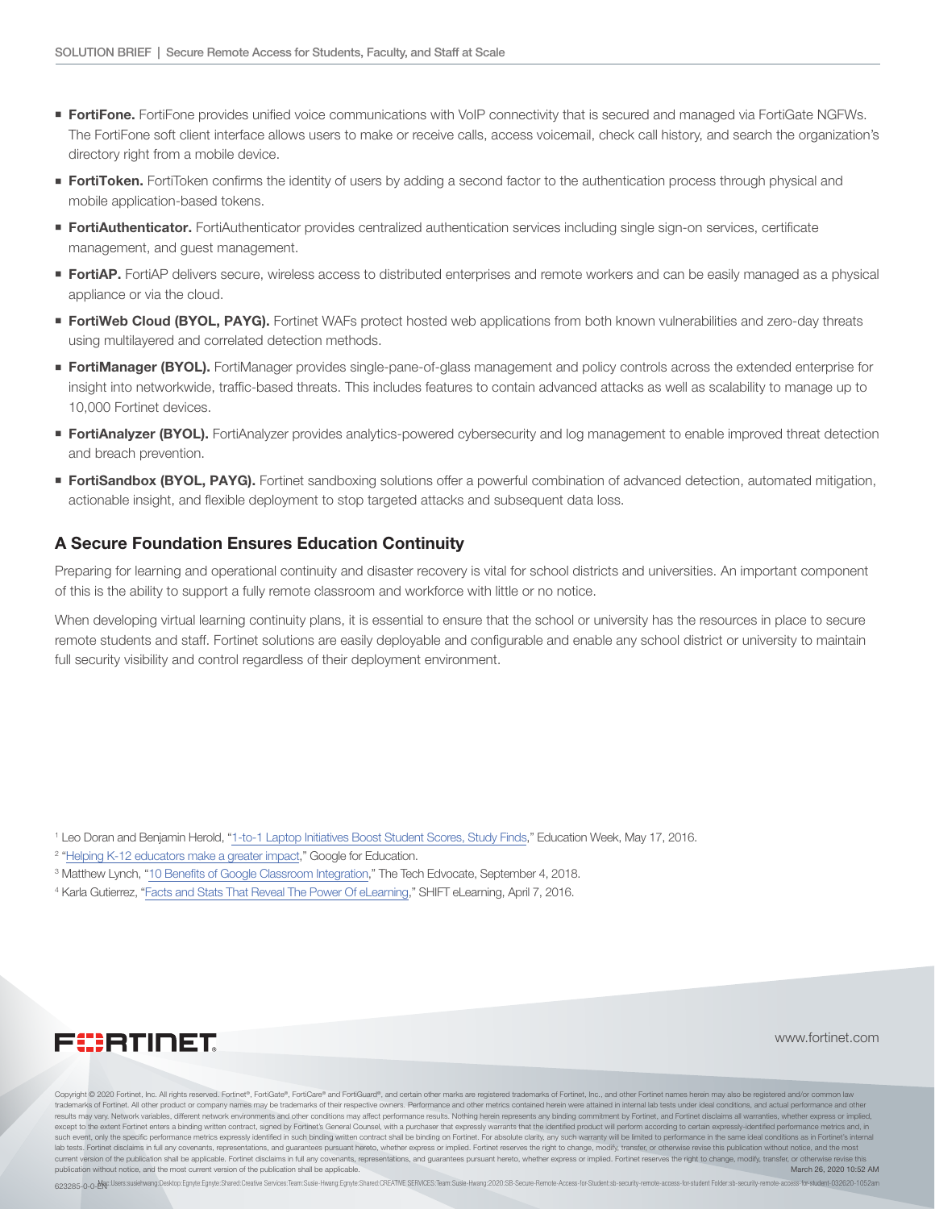- **FortiFone.** FortiFone provides unified voice communications with VoIP connectivity that is secured and managed via FortiGate NGFWs. The FortiFone soft client interface allows users to make or receive calls, access voicemail, check call history, and search the organization's directory right from a mobile device.
- **FortiToken.** FortiToken confirms the identity of users by adding a second factor to the authentication process through physical and mobile application-based tokens.
- **FortiAuthenticator.** FortiAuthenticator provides centralized authentication services including single sign-on services, certificate management, and guest management.
- **FortiAP.** FortiAP delivers secure, wireless access to distributed enterprises and remote workers and can be easily managed as a physical appliance or via the cloud.
- **FortiWeb Cloud (BYOL, PAYG).** Fortinet WAFs protect hosted web applications from both known vulnerabilities and zero-day threats using multilayered and correlated detection methods.
- **FortiManager (BYOL).** FortiManager provides single-pane-of-glass management and policy controls across the extended enterprise for insight into networkwide, traffic-based threats. This includes features to contain advanced attacks as well as scalability to manage up to 10,000 Fortinet devices.
- **FortiAnalyzer (BYOL).** FortiAnalyzer provides analytics-powered cybersecurity and log management to enable improved threat detection and breach prevention.
- **FortiSandbox (BYOL, PAYG).** Fortinet sandboxing solutions offer a powerful combination of advanced detection, automated mitigation, actionable insight, and flexible deployment to stop targeted attacks and subsequent data loss.

## A Secure Foundation Ensures Education Continuity

Preparing for learning and operational continuity and disaster recovery is vital for school districts and universities. An important component of this is the ability to support a fully remote classroom and workforce with little or no notice.

When developing virtual learning continuity plans, it is essential to ensure that the school or university has the resources in place to secure remote students and staff. Fortinet solutions are easily deployable and configurable and enable any school district or university to maintain full security visibility and control regardless of their deployment environment.

[1] Leo Doran and Benjamin Herold, "1-to-1 Laptop Initiatives Boost Student Scores, Study Finds," Education Week, May 17, 2016.

[2] "Helping K-12 educators make a greater impact," Google for Education.

[3] Matthew Lynch, "10 Benefits of Google Classroom Integration," The Tech Edvocate, September 4, 2018.

[4] Karla Gutierrez, "Facts and Stats That Reveal The Power Of eLearning," SHIFT eLearning, April 7, 2016.

FURTINET

www.fortinet.com

Copyright © 2020 Fortinet, Inc. All rights reserved. Fortinet®, FortiGate®, FortiCare® and FortiGuard®, and certain other marks are registered trademarks of Fortinet, Inc., and other Fortinet names herein may also be registered and/or common law trademarks of Fortinet. All other product or company names may be trademarks of their respective owners. Performance and other metrics contained herein were attained in internal lab tests under ideal conditions, and actual performance and other results may vary. Network variables, different network environments and other conditions may affect performance results. Nothing herein represents any binding commitment by Fortinet, and Fortinet disclaims all warranties, whether express or implied, except to the extent Fortinet enters a binding written contract, signed by Fortinet's General Counsel, with a purchaser that expressly warrants that the identified product will perform according to certain expressly-identified performance metrics and, in such event, only the specific performance metrics expressly identified in such binding written contract shall be binding on Fortinet. For absolute clarity, any such warranty will be limited to performance in the same ideal conditions as in Fortinet's internal lab tests. Fortinet disclaims in full any covenants, representations, and guarantees pursuant hereto, whether express or implied. Fortinet reserves the right to change, modify, transfer, or otherwise revise this publication without notice, and the most current version of the publication shall be applicable. Fortinet disclaims in full any covenants, representations, and guarantees pursuant hereto, whether express or implied. Fortinet reserves the right to change, modify, transfer, or otherwise revise this publication without notice, and the most current version of the publication shall be applicable.

March 26, 2020 10:52 AM

623285-0-0-EN